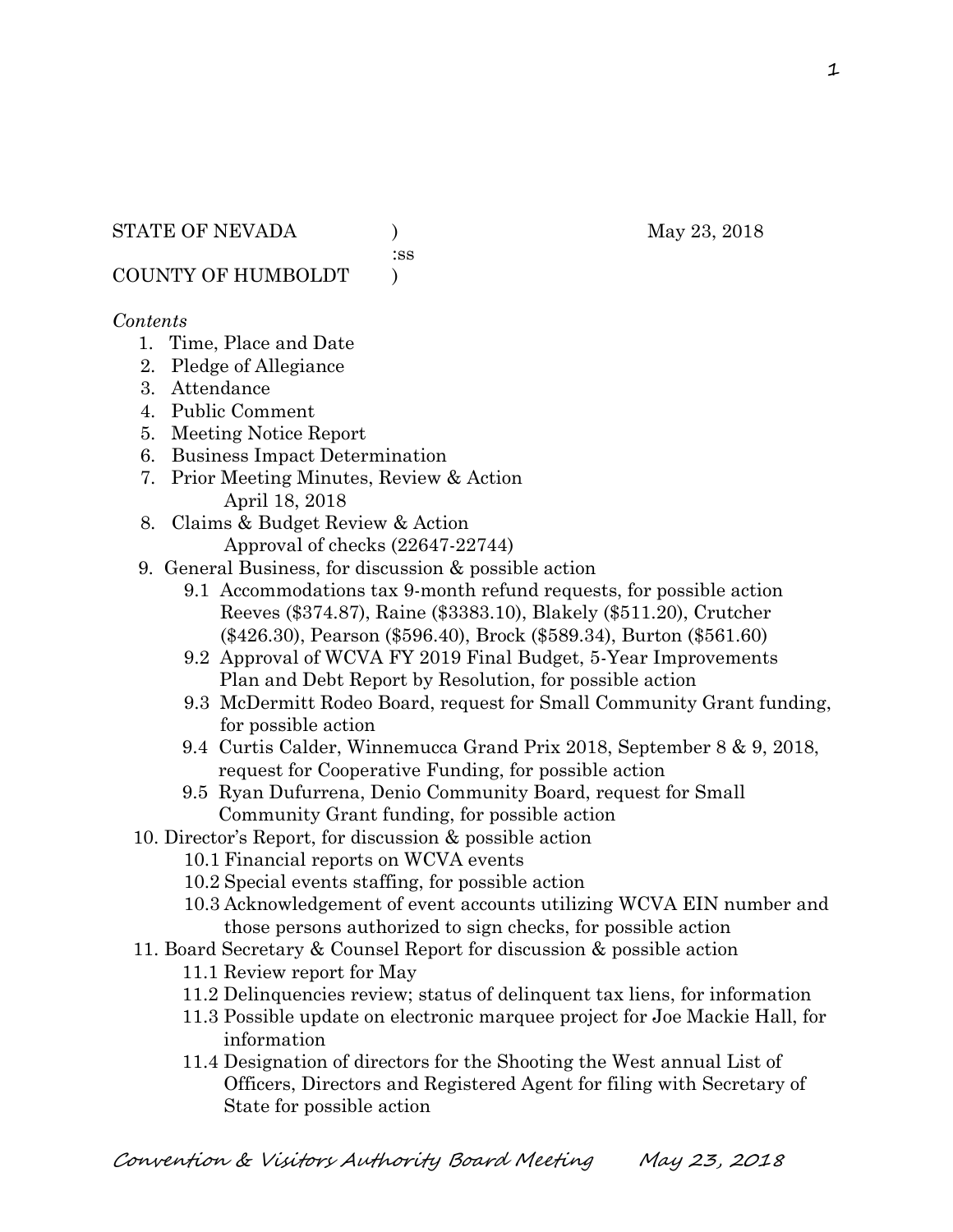STATE OF NEVADA )  May 23, 2018
:ss
COUNTY OF HUMBOLDT )

*Contents*

1. Time, Place and Date
2. Pledge of Allegiance
3. Attendance
4. Public Comment
5. Meeting Notice Report
6. Business Impact Determination
7. Prior Meeting Minutes, Review & Action
   April 18, 2018
8. Claims & Budget Review & Action
   Approval of checks (22647-22744)
9. General Business, for discussion & possible action
   - 9.1 Accommodations tax 9-month refund requests, for possible action
     Reeves ($374.87), Raine ($3383.10), Blakely ($511.20), Crutcher ($426.30), Pearson ($596.40), Brock ($589.34), Burton ($561.60)
   - 9.2 Approval of WCVA FY 2019 Final Budget, 5-Year Improvements Plan and Debt Report by Resolution, for possible action
   - 9.3 McDermitt Rodeo Board, request for Small Community Grant funding, for possible action
   - 9.4 Curtis Calder, Winnemucca Grand Prix 2018, September 8 & 9, 2018, request for Cooperative Funding, for possible action
   - 9.5 Ryan Dufurrena, Denio Community Board, request for Small Community Grant funding, for possible action
10. Director's Report, for discussion & possible action
    - 10.1 Financial reports on WCVA events
    - 10.2 Special events staffing, for possible action
    - 10.3 Acknowledgement of event accounts utilizing WCVA EIN number and those persons authorized to sign checks, for possible action
11. Board Secretary & Counsel Report for discussion & possible action
    - 11.1 Review report for May
    - 11.2 Delinquencies review; status of delinquent tax liens, for information
    - 11.3 Possible update on electronic marquee project for Joe Mackie Hall, for information
    - 11.4 Designation of directors for the Shooting the West annual List of Officers, Directors and Registered Agent for filing with Secretary of State for possible action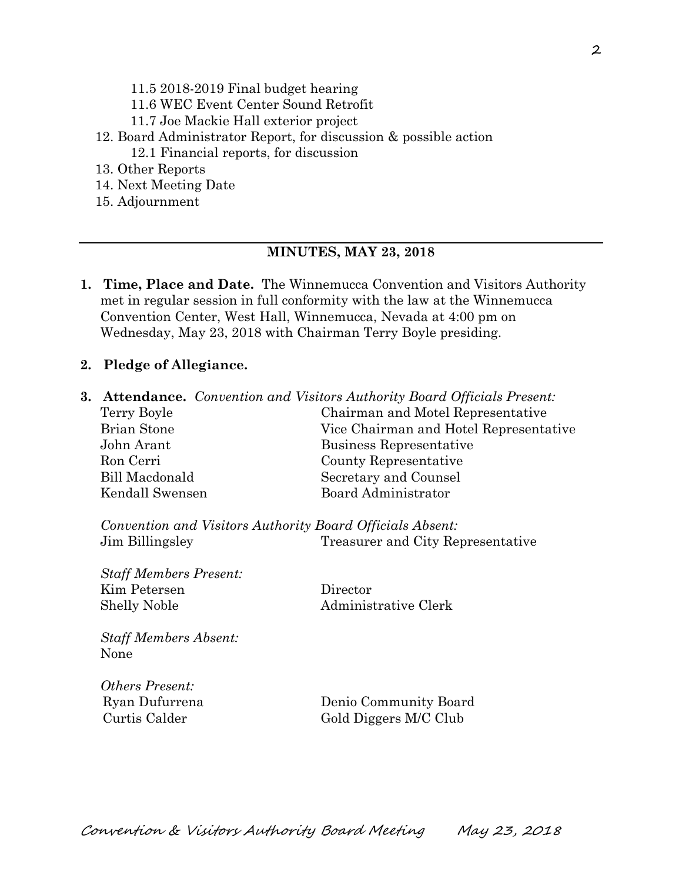- 11.5 2018-2019 Final budget hearing
  - 11.6 WEC Event Center Sound Retrofit
  - 11.7 Joe Mackie Hall exterior project
12. Board Administrator Report, for discussion & possible action
  - 12.1 Financial reports, for discussion
13. Other Reports
14. Next Meeting Date
15. Adjournment

---

## MINUTES, MAY 23, 2018

1. **Time, Place and Date.** The Winnemucca Convention and Visitors Authority met in regular session in full conformity with the law at the Winnemucca Convention Center, West Hall, Winnemucca, Nevada at 4:00 pm on Wednesday, May 23, 2018 with Chairman Terry Boyle presiding.

2. **Pledge of Allegiance.**

3. **Attendance.** *Convention and Visitors Authority Board Officials Present:*

| | |
|---|---|
| Terry Boyle | Chairman and Motel Representative |
| Brian Stone | Vice Chairman and Hotel Representative |
| John Arant | Business Representative |
| Ron Cerri | County Representative |
| Bill Macdonald | Secretary and Counsel |
| Kendall Swensen | Board Administrator |

*Convention and Visitors Authority Board Officials Absent:*

| | |
|---|---|
| Jim Billingsley | Treasurer and City Representative |

*Staff Members Present:*

| | |
|---|---|
| Kim Petersen | Director |
| Shelly Noble | Administrative Clerk |

*Staff Members Absent:*
None

*Others Present:*

| | |
|---|---|
| Ryan Dufurrena | Denio Community Board |
| Curtis Calder | Gold Diggers M/C Club |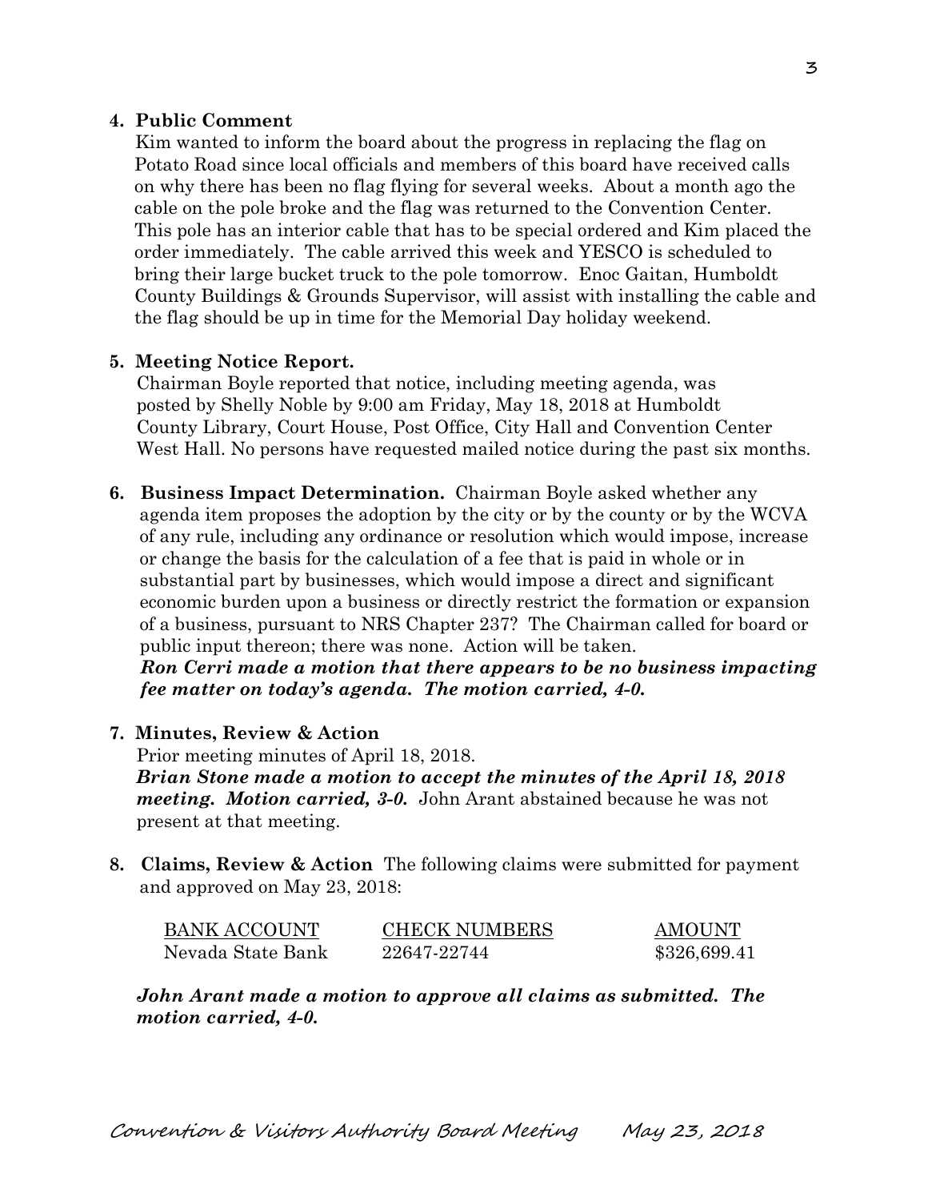**4. Public Comment**

Kim wanted to inform the board about the progress in replacing the flag on Potato Road since local officials and members of this board have received calls on why there has been no flag flying for several weeks. About a month ago the cable on the pole broke and the flag was returned to the Convention Center. This pole has an interior cable that has to be special ordered and Kim placed the order immediately. The cable arrived this week and YESCO is scheduled to bring their large bucket truck to the pole tomorrow. Enoc Gaitan, Humboldt County Buildings & Grounds Supervisor, will assist with installing the cable and the flag should be up in time for the Memorial Day holiday weekend.

**5. Meeting Notice Report.**

Chairman Boyle reported that notice, including meeting agenda, was posted by Shelly Noble by 9:00 am Friday, May 18, 2018 at Humboldt County Library, Court House, Post Office, City Hall and Convention Center West Hall. No persons have requested mailed notice during the past six months.

**6. Business Impact Determination.** Chairman Boyle asked whether any agenda item proposes the adoption by the city or by the county or by the WCVA of any rule, including any ordinance or resolution which would impose, increase or change the basis for the calculation of a fee that is paid in whole or in substantial part by businesses, which would impose a direct and significant economic burden upon a business or directly restrict the formation or expansion of a business, pursuant to NRS Chapter 237? The Chairman called for board or public input thereon; there was none. Action will be taken.

***Ron Cerri made a motion that there appears to be no business impacting fee matter on today's agenda. The motion carried, 4-0.***

**7. Minutes, Review & Action**

Prior meeting minutes of April 18, 2018.

***Brian Stone made a motion to accept the minutes of the April 18, 2018 meeting. Motion carried, 3-0.*** John Arant abstained because he was not present at that meeting.

**8. Claims, Review & Action** The following claims were submitted for payment and approved on May 23, 2018:

| BANK ACCOUNT | CHECK NUMBERS | AMOUNT |
|---|---|---|
| Nevada State Bank | 22647-22744 | $326,699.41 |

***John Arant made a motion to approve all claims as submitted. The motion carried, 4-0.***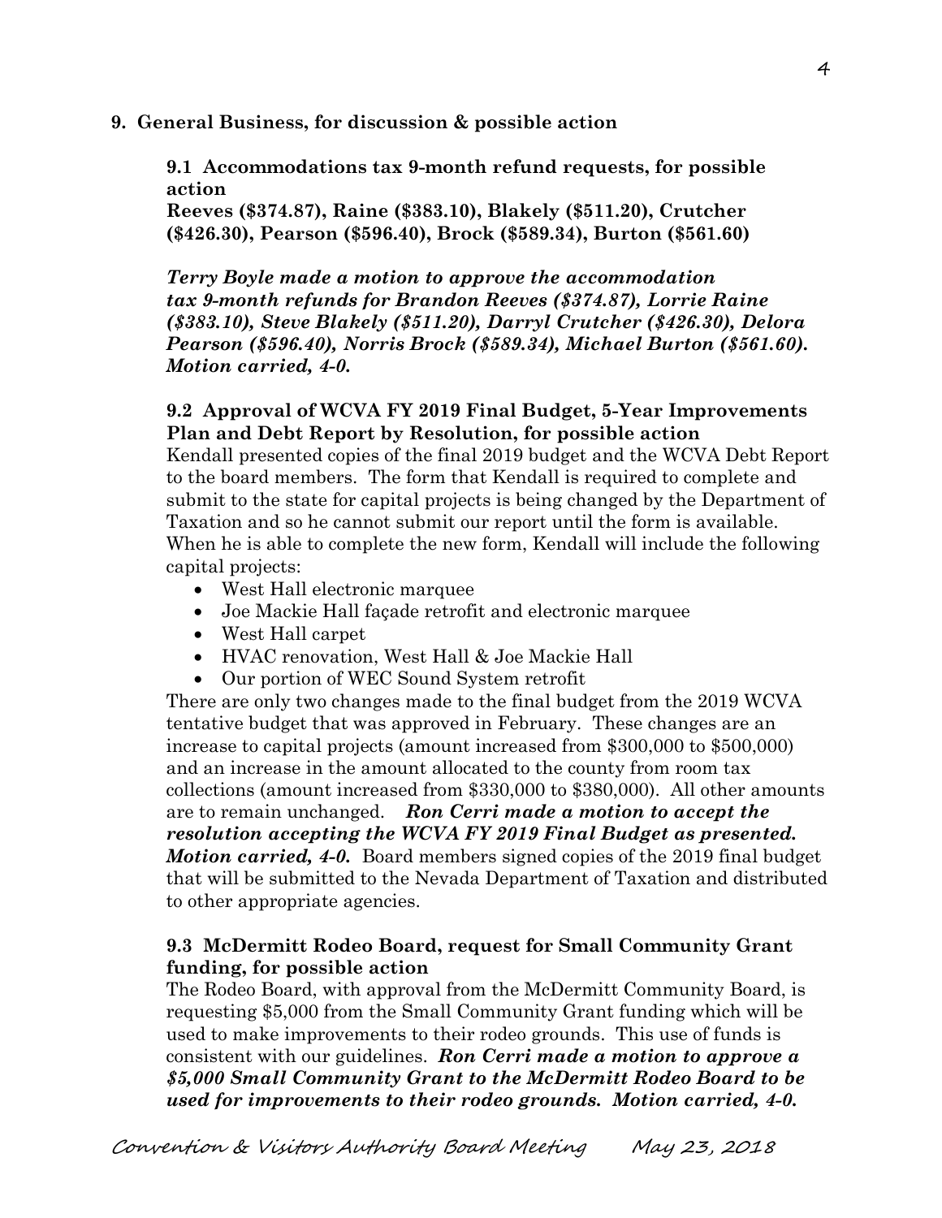**9. General Business, for discussion & possible action**

**9.1 Accommodations tax 9-month refund requests, for possible action**
**Reeves ($374.87), Raine ($383.10), Blakely ($511.20), Crutcher ($426.30), Pearson ($596.40), Brock ($589.34), Burton ($561.60)**

***Terry Boyle made a motion to approve the accommodation tax 9-month refunds for Brandon Reeves ($374.87), Lorrie Raine ($383.10), Steve Blakely ($511.20), Darryl Crutcher ($426.30), Delora Pearson ($596.40), Norris Brock ($589.34), Michael Burton ($561.60). Motion carried, 4-0.***

**9.2 Approval of WCVA FY 2019 Final Budget, 5-Year Improvements Plan and Debt Report by Resolution, for possible action**
Kendall presented copies of the final 2019 budget and the WCVA Debt Report to the board members. The form that Kendall is required to complete and submit to the state for capital projects is being changed by the Department of Taxation and so he cannot submit our report until the form is available. When he is able to complete the new form, Kendall will include the following capital projects:

- West Hall electronic marquee
- Joe Mackie Hall façade retrofit and electronic marquee
- West Hall carpet
- HVAC renovation, West Hall & Joe Mackie Hall
- Our portion of WEC Sound System retrofit

There are only two changes made to the final budget from the 2019 WCVA tentative budget that was approved in February. These changes are an increase to capital projects (amount increased from $300,000 to $500,000) and an increase in the amount allocated to the county from room tax collections (amount increased from $330,000 to $380,000). All other amounts are to remain unchanged. ***Ron Cerri made a motion to accept the resolution accepting the WCVA FY 2019 Final Budget as presented. Motion carried, 4-0.*** Board members signed copies of the 2019 final budget that will be submitted to the Nevada Department of Taxation and distributed to other appropriate agencies.

**9.3 McDermitt Rodeo Board, request for Small Community Grant funding, for possible action**
The Rodeo Board, with approval from the McDermitt Community Board, is requesting $5,000 from the Small Community Grant funding which will be used to make improvements to their rodeo grounds. This use of funds is consistent with our guidelines. ***Ron Cerri made a motion to approve a $5,000 Small Community Grant to the McDermitt Rodeo Board to be used for improvements to their rodeo grounds. Motion carried, 4-0.***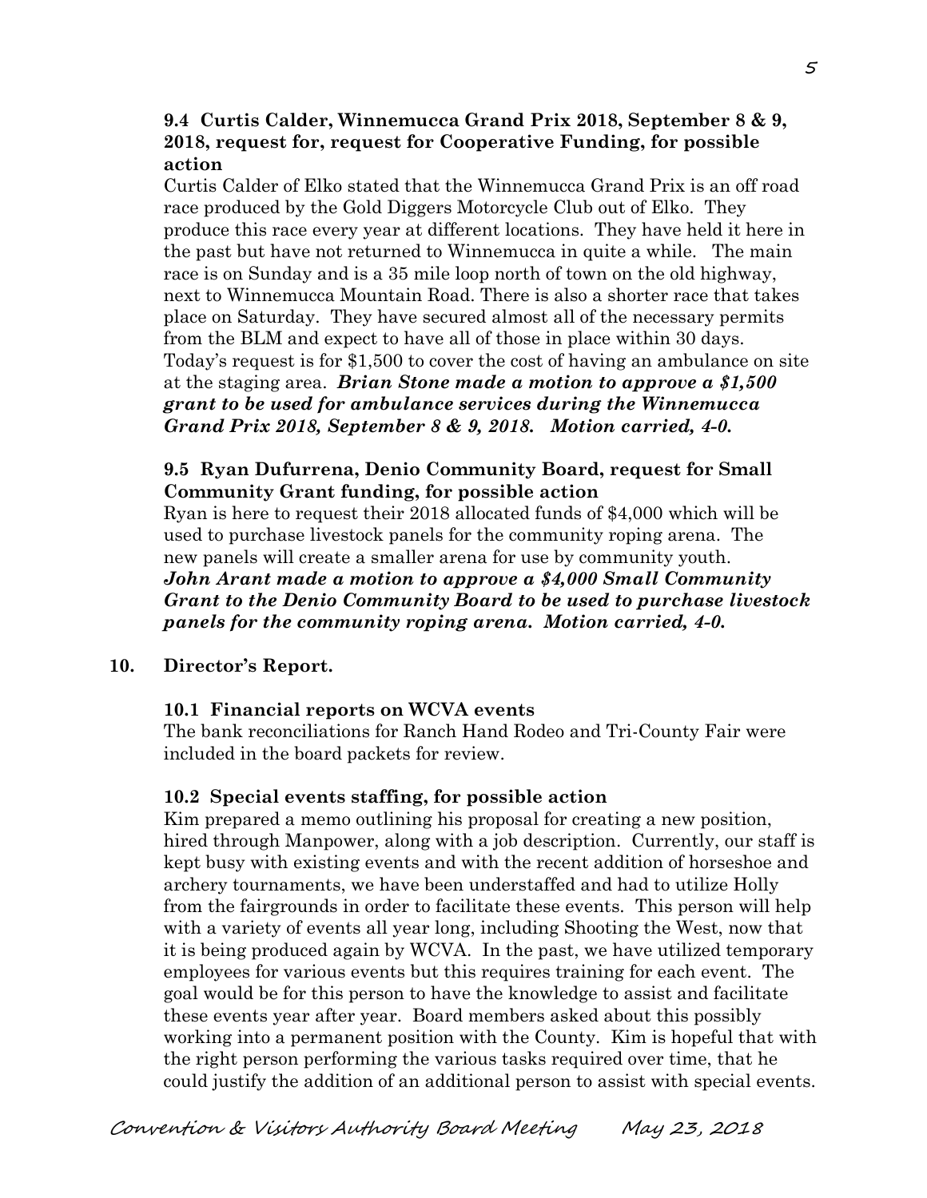**9.4 Curtis Calder, Winnemucca Grand Prix 2018, September 8 & 9, 2018, request for, request for Cooperative Funding, for possible action**

Curtis Calder of Elko stated that the Winnemucca Grand Prix is an off road race produced by the Gold Diggers Motorcycle Club out of Elko. They produce this race every year at different locations. They have held it here in the past but have not returned to Winnemucca in quite a while. The main race is on Sunday and is a 35 mile loop north of town on the old highway, next to Winnemucca Mountain Road. There is also a shorter race that takes place on Saturday. They have secured almost all of the necessary permits from the BLM and expect to have all of those in place within 30 days. Today's request is for $1,500 to cover the cost of having an ambulance on site at the staging area. ***Brian Stone made a motion to approve a $1,500 grant to be used for ambulance services during the Winnemucca Grand Prix 2018, September 8 & 9, 2018. Motion carried, 4-0.***

**9.5 Ryan Dufurrena, Denio Community Board, request for Small Community Grant funding, for possible action**

Ryan is here to request their 2018 allocated funds of $4,000 which will be used to purchase livestock panels for the community roping arena. The new panels will create a smaller arena for use by community youth. ***John Arant made a motion to approve a $4,000 Small Community Grant to the Denio Community Board to be used to purchase livestock panels for the community roping arena. Motion carried, 4-0.***

**10. Director's Report.**

**10.1 Financial reports on WCVA events**

The bank reconciliations for Ranch Hand Rodeo and Tri-County Fair were included in the board packets for review.

**10.2 Special events staffing, for possible action**

Kim prepared a memo outlining his proposal for creating a new position, hired through Manpower, along with a job description. Currently, our staff is kept busy with existing events and with the recent addition of horseshoe and archery tournaments, we have been understaffed and had to utilize Holly from the fairgrounds in order to facilitate these events. This person will help with a variety of events all year long, including Shooting the West, now that it is being produced again by WCVA. In the past, we have utilized temporary employees for various events but this requires training for each event. The goal would be for this person to have the knowledge to assist and facilitate these events year after year. Board members asked about this possibly working into a permanent position with the County. Kim is hopeful that with the right person performing the various tasks required over time, that he could justify the addition of an additional person to assist with special events.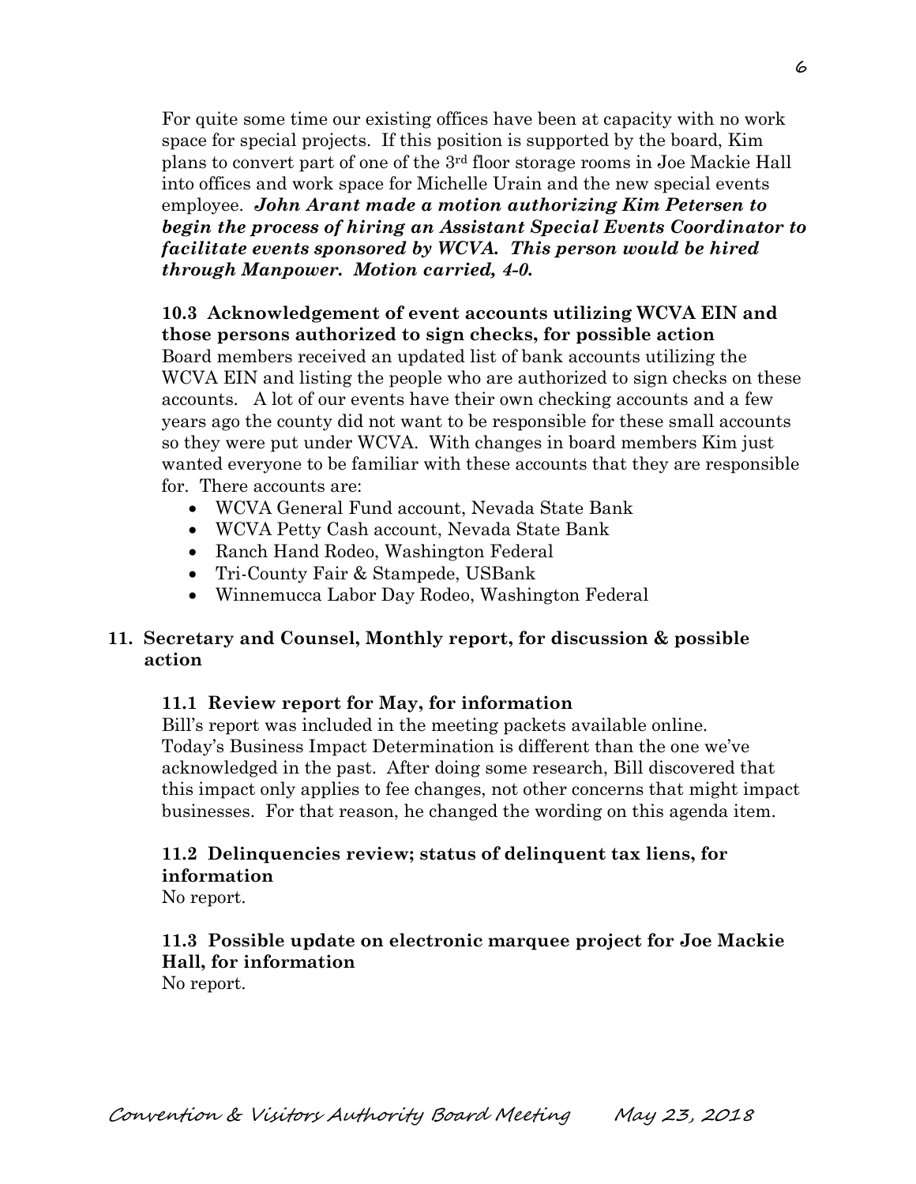For quite some time our existing offices have been at capacity with no work space for special projects. If this position is supported by the board, Kim plans to convert part of one of the 3rd floor storage rooms in Joe Mackie Hall into offices and work space for Michelle Urain and the new special events employee. ***John Arant made a motion authorizing Kim Petersen to begin the process of hiring an Assistant Special Events Coordinator to facilitate events sponsored by WCVA. This person would be hired through Manpower. Motion carried, 4-0.***

**10.3 Acknowledgement of event accounts utilizing WCVA EIN and those persons authorized to sign checks, for possible action**

Board members received an updated list of bank accounts utilizing the WCVA EIN and listing the people who are authorized to sign checks on these accounts. A lot of our events have their own checking accounts and a few years ago the county did not want to be responsible for these small accounts so they were put under WCVA. With changes in board members Kim just wanted everyone to be familiar with these accounts that they are responsible for. There accounts are:

- WCVA General Fund account, Nevada State Bank
- WCVA Petty Cash account, Nevada State Bank
- Ranch Hand Rodeo, Washington Federal
- Tri-County Fair & Stampede, USBank
- Winnemucca Labor Day Rodeo, Washington Federal

## 11. Secretary and Counsel, Monthly report, for discussion & possible action

**11.1 Review report for May, for information**

Bill's report was included in the meeting packets available online. Today's Business Impact Determination is different than the one we've acknowledged in the past. After doing some research, Bill discovered that this impact only applies to fee changes, not other concerns that might impact businesses. For that reason, he changed the wording on this agenda item.

**11.2 Delinquencies review; status of delinquent tax liens, for information**

No report.

**11.3 Possible update on electronic marquee project for Joe Mackie Hall, for information**

No report.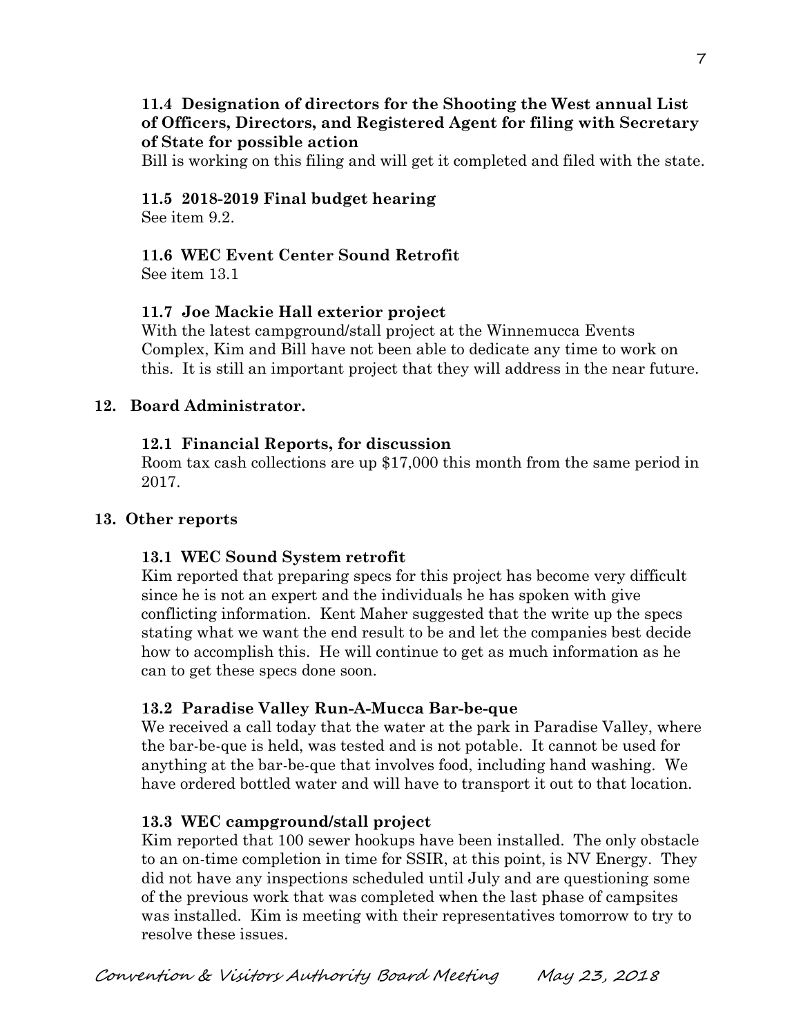**11.4 Designation of directors for the Shooting the West annual List of Officers, Directors, and Registered Agent for filing with Secretary of State for possible action**

Bill is working on this filing and will get it completed and filed with the state.

**11.5 2018-2019 Final budget hearing**

See item 9.2.

**11.6 WEC Event Center Sound Retrofit**

See item 13.1

**11.7 Joe Mackie Hall exterior project**

With the latest campground/stall project at the Winnemucca Events Complex, Kim and Bill have not been able to dedicate any time to work on this. It is still an important project that they will address in the near future.

**12. Board Administrator.**

**12.1 Financial Reports, for discussion**

Room tax cash collections are up $17,000 this month from the same period in 2017.

**13. Other reports**

**13.1 WEC Sound System retrofit**

Kim reported that preparing specs for this project has become very difficult since he is not an expert and the individuals he has spoken with give conflicting information. Kent Maher suggested that the write up the specs stating what we want the end result to be and let the companies best decide how to accomplish this. He will continue to get as much information as he can to get these specs done soon.

**13.2 Paradise Valley Run-A-Mucca Bar-be-que**

We received a call today that the water at the park in Paradise Valley, where the bar-be-que is held, was tested and is not potable. It cannot be used for anything at the bar-be-que that involves food, including hand washing. We have ordered bottled water and will have to transport it out to that location.

**13.3 WEC campground/stall project**

Kim reported that 100 sewer hookups have been installed. The only obstacle to an on-time completion in time for SSIR, at this point, is NV Energy. They did not have any inspections scheduled until July and are questioning some of the previous work that was completed when the last phase of campsites was installed. Kim is meeting with their representatives tomorrow to try to resolve these issues.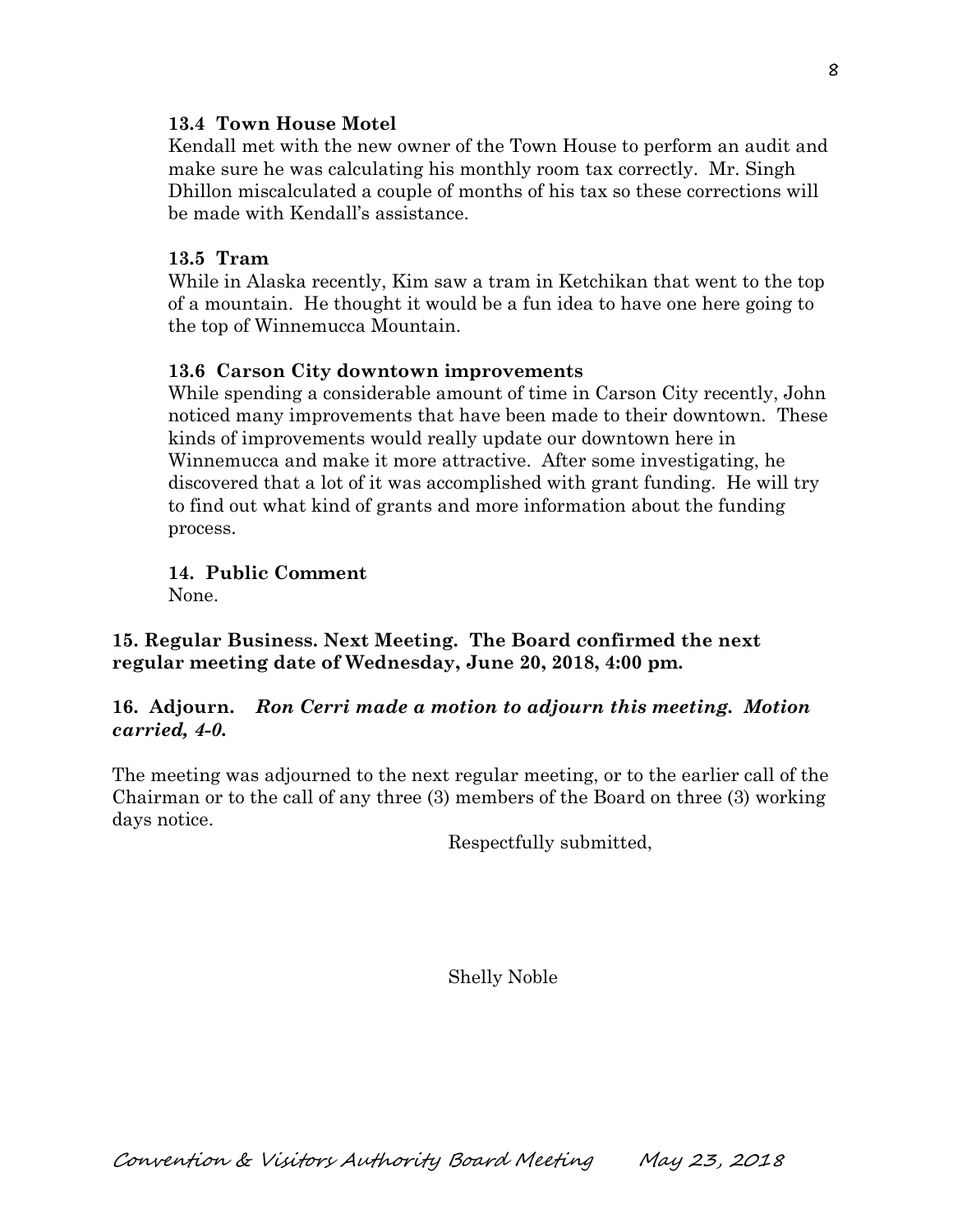**13.4 Town House Motel**

Kendall met with the new owner of the Town House to perform an audit and make sure he was calculating his monthly room tax correctly. Mr. Singh Dhillon miscalculated a couple of months of his tax so these corrections will be made with Kendall's assistance.

**13.5 Tram**

While in Alaska recently, Kim saw a tram in Ketchikan that went to the top of a mountain. He thought it would be a fun idea to have one here going to the top of Winnemucca Mountain.

**13.6 Carson City downtown improvements**

While spending a considerable amount of time in Carson City recently, John noticed many improvements that have been made to their downtown. These kinds of improvements would really update our downtown here in Winnemucca and make it more attractive. After some investigating, he discovered that a lot of it was accomplished with grant funding. He will try to find out what kind of grants and more information about the funding process.

**14. Public Comment**

None.

**15. Regular Business. Next Meeting. The Board confirmed the next regular meeting date of Wednesday, June 20, 2018, 4:00 pm.**

**16. Adjourn.** ***Ron Cerri made a motion to adjourn this meeting. Motion carried, 4-0.***

The meeting was adjourned to the next regular meeting, or to the earlier call of the Chairman or to the call of any three (3) members of the Board on three (3) working days notice.

Respectfully submitted,

Shelly Noble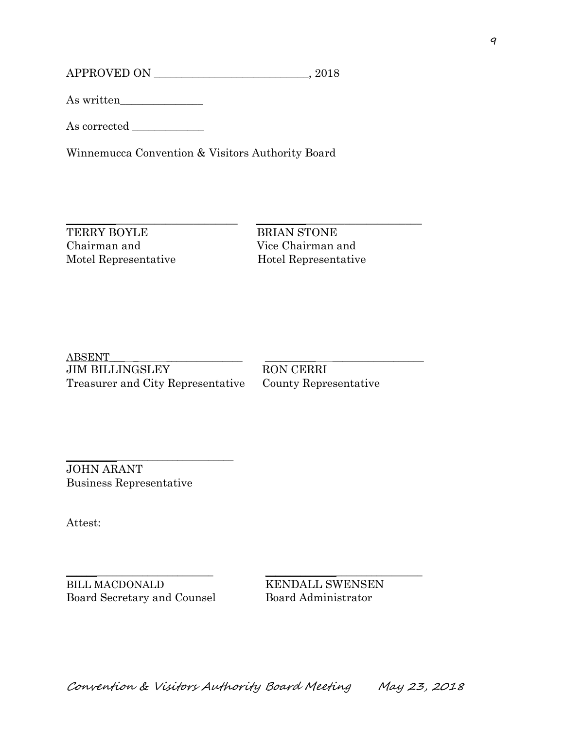APPROVED ON \_\_\_\_\_\_\_\_\_\_\_\_\_\_\_\_\_\_\_\_\_\_\_\_\_\_\_\_, 2018

As written\_\_\_\_\_\_\_\_\_\_\_\_\_\_\_

As corrected \_\_\_\_\_\_\_\_\_\_\_\_\_

Winnemucca Convention & Visitors Authority Board

\_\_\_\_\_\_\_\_\_\_\_\_\_\_\_\_\_\_\_\_\_\_\_\_\_\_\_\_\_\_\_\_
TERRY BOYLE
Chairman and
Motel Representative

\_\_\_\_\_\_\_\_\_\_\_\_\_\_\_\_\_\_\_\_\_\_\_\_\_\_\_\_\_\_\_\_
BRIAN STONE
Vice Chairman and
Hotel Representative

ABSENT\_\_\_\_\_\_\_\_\_\_\_\_\_\_\_\_\_\_\_\_\_\_\_\_\_\_
JIM BILLINGSLEY
Treasurer and City Representative

\_\_\_\_\_\_\_\_\_\_\_\_\_\_\_\_\_\_\_\_\_\_\_\_\_\_\_\_\_\_\_\_
RON CERRI
County Representative

\_\_\_\_\_\_\_\_\_\_\_\_\_\_\_\_\_\_\_\_\_\_\_\_\_\_\_\_\_\_\_\_
JOHN ARANT
Business Representative

Attest:

\_\_\_\_\_\_\_\_\_\_\_\_\_\_\_\_\_\_\_\_\_\_\_\_\_\_\_\_\_\_\_\_
BILL MACDONALD
Board Secretary and Counsel

\_\_\_\_\_\_\_\_\_\_\_\_\_\_\_\_\_\_\_\_\_\_\_\_\_\_\_\_\_\_\_\_
KENDALL SWENSEN
Board Administrator